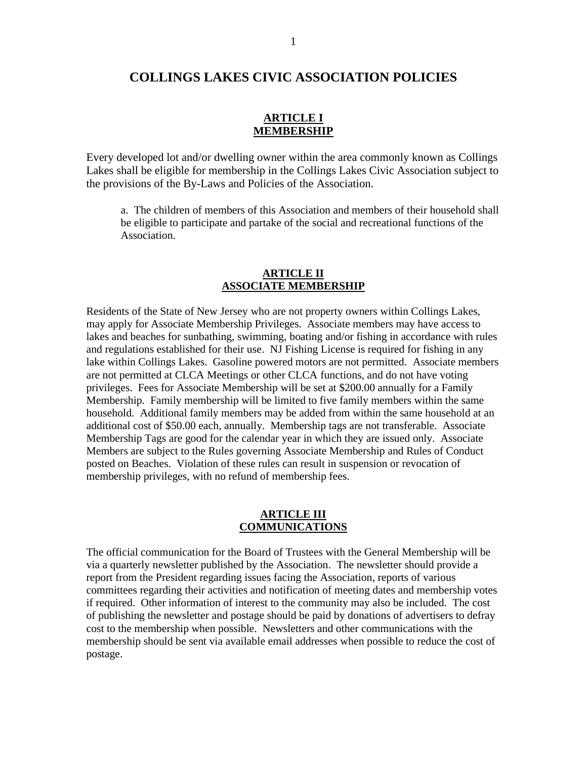# COLLINGS LAKES CIVIC ASSOCIATION POLICIES

## ARTICLE I
## MEMBERSHIP

Every developed lot and/or dwelling owner within the area commonly known as Collings Lakes shall be eligible for membership in the Collings Lakes Civic Association subject to the provisions of the By-Laws and Policies of the Association.

a. The children of members of this Association and members of their household shall be eligible to participate and partake of the social and recreational functions of the Association.

## ARTICLE II
## ASSOCIATE MEMBERSHIP

Residents of the State of New Jersey who are not property owners within Collings Lakes, may apply for Associate Membership Privileges. Associate members may have access to lakes and beaches for sunbathing, swimming, boating and/or fishing in accordance with rules and regulations established for their use. NJ Fishing License is required for fishing in any lake within Collings Lakes. Gasoline powered motors are not permitted. Associate members are not permitted at CLCA Meetings or other CLCA functions, and do not have voting privileges. Fees for Associate Membership will be set at $200.00 annually for a Family Membership. Family membership will be limited to five family members within the same household. Additional family members may be added from within the same household at an additional cost of $50.00 each, annually. Membership tags are not transferable. Associate Membership Tags are good for the calendar year in which they are issued only. Associate Members are subject to the Rules governing Associate Membership and Rules of Conduct posted on Beaches. Violation of these rules can result in suspension or revocation of membership privileges, with no refund of membership fees.

## ARTICLE III
## COMMUNICATIONS

The official communication for the Board of Trustees with the General Membership will be via a quarterly newsletter published by the Association. The newsletter should provide a report from the President regarding issues facing the Association, reports of various committees regarding their activities and notification of meeting dates and membership votes if required. Other information of interest to the community may also be included. The cost of publishing the newsletter and postage should be paid by donations of advertisers to defray cost to the membership when possible. Newsletters and other communications with the membership should be sent via available email addresses when possible to reduce the cost of postage.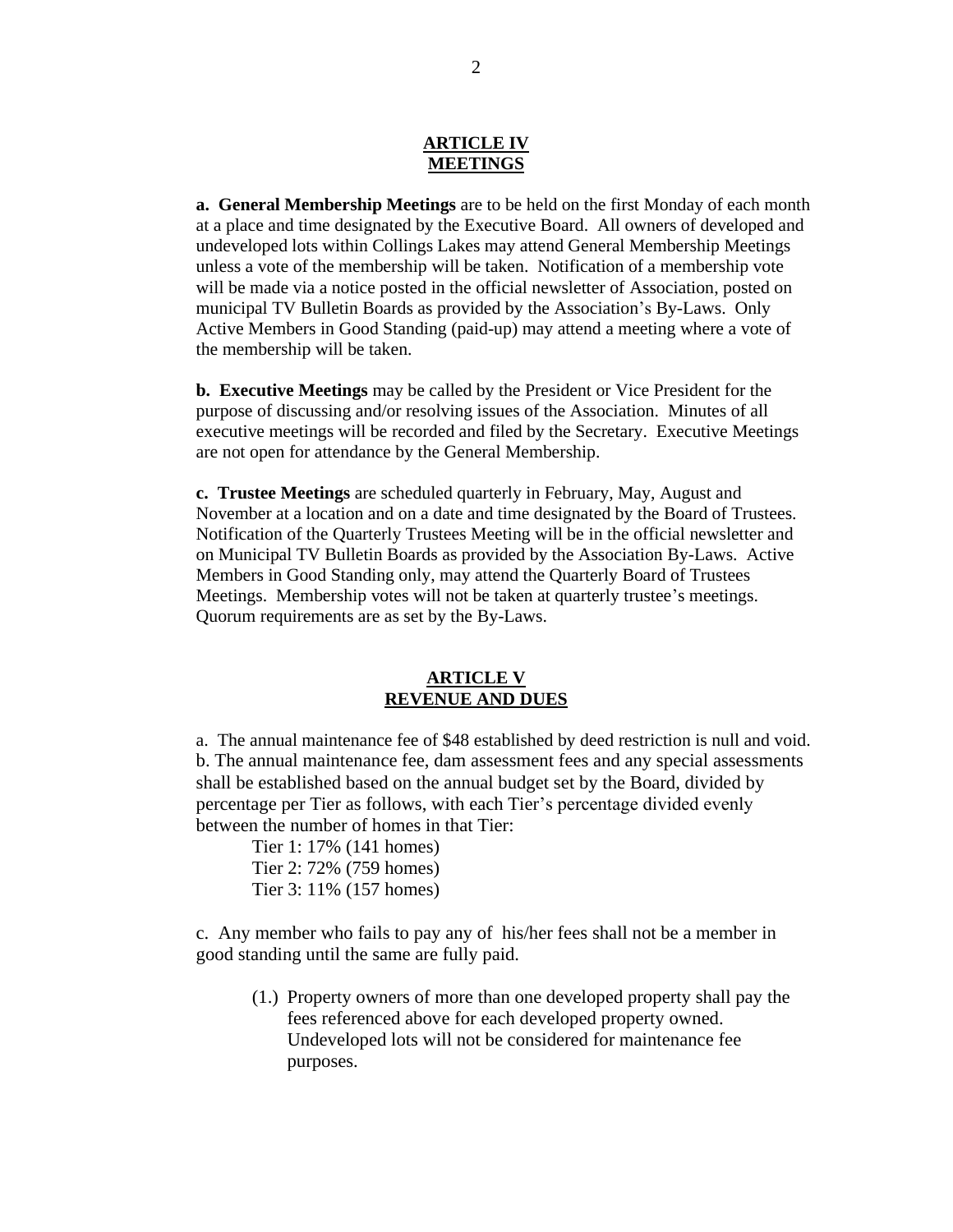## ARTICLE IV
## MEETINGS

**a. General Membership Meetings** are to be held on the first Monday of each month at a place and time designated by the Executive Board. All owners of developed and undeveloped lots within Collings Lakes may attend General Membership Meetings unless a vote of the membership will be taken. Notification of a membership vote will be made via a notice posted in the official newsletter of Association, posted on municipal TV Bulletin Boards as provided by the Association's By-Laws. Only Active Members in Good Standing (paid-up) may attend a meeting where a vote of the membership will be taken.

**b. Executive Meetings** may be called by the President or Vice President for the purpose of discussing and/or resolving issues of the Association. Minutes of all executive meetings will be recorded and filed by the Secretary. Executive Meetings are not open for attendance by the General Membership.

**c. Trustee Meetings** are scheduled quarterly in February, May, August and November at a location and on a date and time designated by the Board of Trustees. Notification of the Quarterly Trustees Meeting will be in the official newsletter and on Municipal TV Bulletin Boards as provided by the Association By-Laws. Active Members in Good Standing only, may attend the Quarterly Board of Trustees Meetings. Membership votes will not be taken at quarterly trustee's meetings. Quorum requirements are as set by the By-Laws.

## ARTICLE V
## REVENUE AND DUES

a. The annual maintenance fee of $48 established by deed restriction is null and void.
b. The annual maintenance fee, dam assessment fees and any special assessments shall be established based on the annual budget set by the Board, divided by percentage per Tier as follows, with each Tier's percentage divided evenly between the number of homes in that Tier:

Tier 1: 17% (141 homes)
Tier 2: 72% (759 homes)
Tier 3: 11% (157 homes)

c. Any member who fails to pay any of his/her fees shall not be a member in good standing until the same are fully paid.

(1.) Property owners of more than one developed property shall pay the fees referenced above for each developed property owned. Undeveloped lots will not be considered for maintenance fee purposes.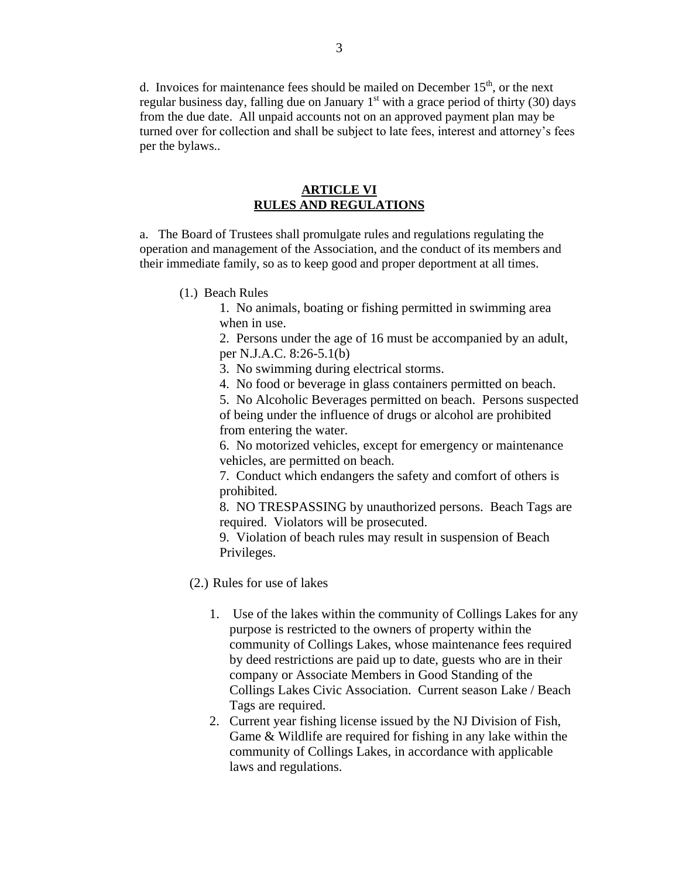d. Invoices for maintenance fees should be mailed on December 15th, or the next regular business day, falling due on January 1st with a grace period of thirty (30) days from the due date. All unpaid accounts not on an approved payment plan may be turned over for collection and shall be subject to late fees, interest and attorney's fees per the bylaws..

## ARTICLE VI
## RULES AND REGULATIONS

a. The Board of Trustees shall promulgate rules and regulations regulating the operation and management of the Association, and the conduct of its members and their immediate family, so as to keep good and proper deportment at all times.

(1.) Beach Rules

1. No animals, boating or fishing permitted in swimming area when in use.
2. Persons under the age of 16 must be accompanied by an adult, per N.J.A.C. 8:26-5.1(b)
3. No swimming during electrical storms.
4. No food or beverage in glass containers permitted on beach.
5. No Alcoholic Beverages permitted on beach. Persons suspected of being under the influence of drugs or alcohol are prohibited from entering the water.
6. No motorized vehicles, except for emergency or maintenance vehicles, are permitted on beach.
7. Conduct which endangers the safety and comfort of others is prohibited.
8. NO TRESPASSING by unauthorized persons. Beach Tags are required. Violators will be prosecuted.
9. Violation of beach rules may result in suspension of Beach Privileges.

(2.) Rules for use of lakes

1. Use of the lakes within the community of Collings Lakes for any purpose is restricted to the owners of property within the community of Collings Lakes, whose maintenance fees required by deed restrictions are paid up to date, guests who are in their company or Associate Members in Good Standing of the Collings Lakes Civic Association. Current season Lake / Beach Tags are required.
2. Current year fishing license issued by the NJ Division of Fish, Game & Wildlife are required for fishing in any lake within the community of Collings Lakes, in accordance with applicable laws and regulations.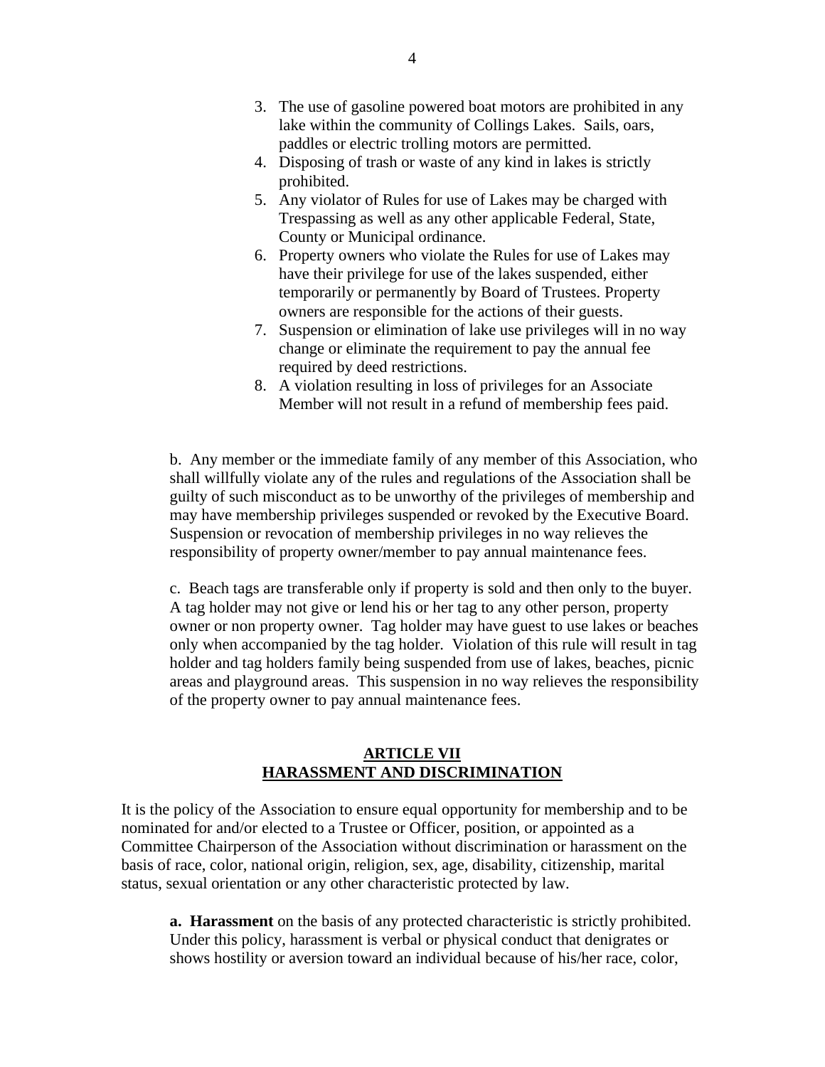3. The use of gasoline powered boat motors are prohibited in any lake within the community of Collings Lakes. Sails, oars, paddles or electric trolling motors are permitted.
4. Disposing of trash or waste of any kind in lakes is strictly prohibited.
5. Any violator of Rules for use of Lakes may be charged with Trespassing as well as any other applicable Federal, State, County or Municipal ordinance.
6. Property owners who violate the Rules for use of Lakes may have their privilege for use of the lakes suspended, either temporarily or permanently by Board of Trustees. Property owners are responsible for the actions of their guests.
7. Suspension or elimination of lake use privileges will in no way change or eliminate the requirement to pay the annual fee required by deed restrictions.
8. A violation resulting in loss of privileges for an Associate Member will not result in a refund of membership fees paid.

b. Any member or the immediate family of any member of this Association, who shall willfully violate any of the rules and regulations of the Association shall be guilty of such misconduct as to be unworthy of the privileges of membership and may have membership privileges suspended or revoked by the Executive Board. Suspension or revocation of membership privileges in no way relieves the responsibility of property owner/member to pay annual maintenance fees.

c. Beach tags are transferable only if property is sold and then only to the buyer. A tag holder may not give or lend his or her tag to any other person, property owner or non property owner. Tag holder may have guest to use lakes or beaches only when accompanied by the tag holder. Violation of this rule will result in tag holder and tag holders family being suspended from use of lakes, beaches, picnic areas and playground areas. This suspension in no way relieves the responsibility of the property owner to pay annual maintenance fees.

## ARTICLE VII
## HARASSMENT AND DISCRIMINATION

It is the policy of the Association to ensure equal opportunity for membership and to be nominated for and/or elected to a Trustee or Officer, position, or appointed as a Committee Chairperson of the Association without discrimination or harassment on the basis of race, color, national origin, religion, sex, age, disability, citizenship, marital status, sexual orientation or any other characteristic protected by law.

**a. Harassment** on the basis of any protected characteristic is strictly prohibited. Under this policy, harassment is verbal or physical conduct that denigrates or shows hostility or aversion toward an individual because of his/her race, color,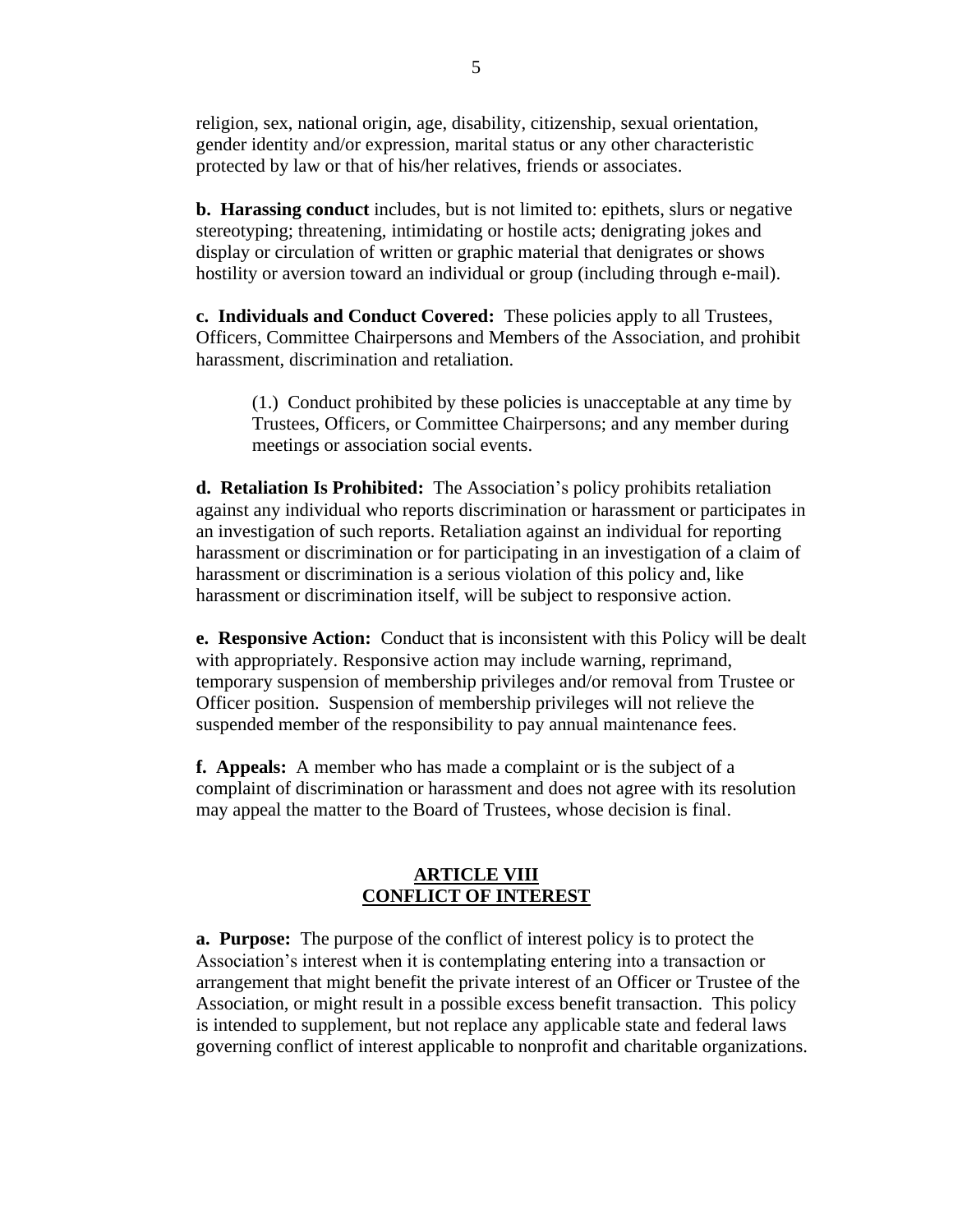religion, sex, national origin, age, disability, citizenship, sexual orientation, gender identity and/or expression, marital status or any other characteristic protected by law or that of his/her relatives, friends or associates.

**b. Harassing conduct** includes, but is not limited to: epithets, slurs or negative stereotyping; threatening, intimidating or hostile acts; denigrating jokes and display or circulation of written or graphic material that denigrates or shows hostility or aversion toward an individual or group (including through e-mail).

**c. Individuals and Conduct Covered:** These policies apply to all Trustees, Officers, Committee Chairpersons and Members of the Association, and prohibit harassment, discrimination and retaliation.

> (1.) Conduct prohibited by these policies is unacceptable at any time by Trustees, Officers, or Committee Chairpersons; and any member during meetings or association social events.

**d. Retaliation Is Prohibited:** The Association's policy prohibits retaliation against any individual who reports discrimination or harassment or participates in an investigation of such reports. Retaliation against an individual for reporting harassment or discrimination or for participating in an investigation of a claim of harassment or discrimination is a serious violation of this policy and, like harassment or discrimination itself, will be subject to responsive action.

**e. Responsive Action:** Conduct that is inconsistent with this Policy will be dealt with appropriately. Responsive action may include warning, reprimand, temporary suspension of membership privileges and/or removal from Trustee or Officer position. Suspension of membership privileges will not relieve the suspended member of the responsibility to pay annual maintenance fees.

**f. Appeals:** A member who has made a complaint or is the subject of a complaint of discrimination or harassment and does not agree with its resolution may appeal the matter to the Board of Trustees, whose decision is final.

## ARTICLE VIII
## CONFLICT OF INTEREST

**a. Purpose:** The purpose of the conflict of interest policy is to protect the Association's interest when it is contemplating entering into a transaction or arrangement that might benefit the private interest of an Officer or Trustee of the Association, or might result in a possible excess benefit transaction. This policy is intended to supplement, but not replace any applicable state and federal laws governing conflict of interest applicable to nonprofit and charitable organizations.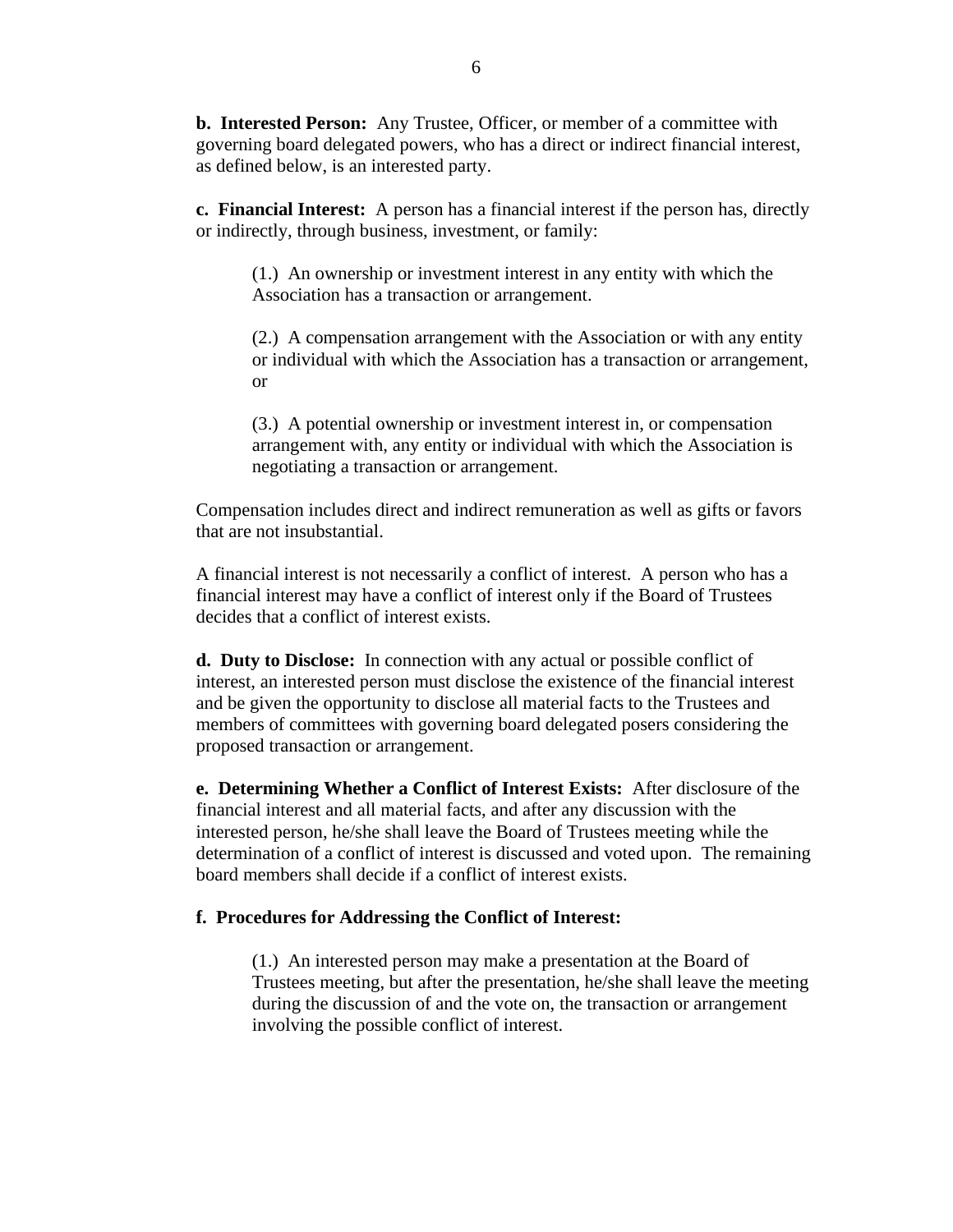**b. Interested Person:** Any Trustee, Officer, or member of a committee with governing board delegated powers, who has a direct or indirect financial interest, as defined below, is an interested party.

**c. Financial Interest:** A person has a financial interest if the person has, directly or indirectly, through business, investment, or family:

(1.) An ownership or investment interest in any entity with which the Association has a transaction or arrangement.

(2.) A compensation arrangement with the Association or with any entity or individual with which the Association has a transaction or arrangement, or

(3.) A potential ownership or investment interest in, or compensation arrangement with, any entity or individual with which the Association is negotiating a transaction or arrangement.

Compensation includes direct and indirect remuneration as well as gifts or favors that are not insubstantial.

A financial interest is not necessarily a conflict of interest. A person who has a financial interest may have a conflict of interest only if the Board of Trustees decides that a conflict of interest exists.

**d. Duty to Disclose:** In connection with any actual or possible conflict of interest, an interested person must disclose the existence of the financial interest and be given the opportunity to disclose all material facts to the Trustees and members of committees with governing board delegated posers considering the proposed transaction or arrangement.

**e. Determining Whether a Conflict of Interest Exists:** After disclosure of the financial interest and all material facts, and after any discussion with the interested person, he/she shall leave the Board of Trustees meeting while the determination of a conflict of interest is discussed and voted upon. The remaining board members shall decide if a conflict of interest exists.

**f. Procedures for Addressing the Conflict of Interest:**

(1.) An interested person may make a presentation at the Board of Trustees meeting, but after the presentation, he/she shall leave the meeting during the discussion of and the vote on, the transaction or arrangement involving the possible conflict of interest.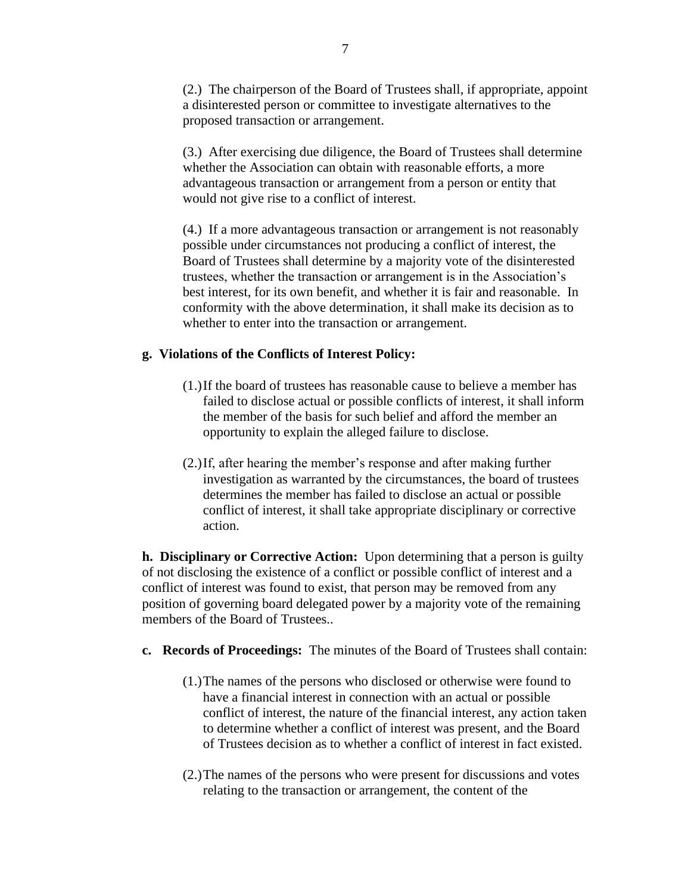(2.) The chairperson of the Board of Trustees shall, if appropriate, appoint a disinterested person or committee to investigate alternatives to the proposed transaction or arrangement.

(3.) After exercising due diligence, the Board of Trustees shall determine whether the Association can obtain with reasonable efforts, a more advantageous transaction or arrangement from a person or entity that would not give rise to a conflict of interest.

(4.) If a more advantageous transaction or arrangement is not reasonably possible under circumstances not producing a conflict of interest, the Board of Trustees shall determine by a majority vote of the disinterested trustees, whether the transaction or arrangement is in the Association's best interest, for its own benefit, and whether it is fair and reasonable. In conformity with the above determination, it shall make its decision as to whether to enter into the transaction or arrangement.

**g. Violations of the Conflicts of Interest Policy:**

(1.) If the board of trustees has reasonable cause to believe a member has failed to disclose actual or possible conflicts of interest, it shall inform the member of the basis for such belief and afford the member an opportunity to explain the alleged failure to disclose.

(2.) If, after hearing the member's response and after making further investigation as warranted by the circumstances, the board of trustees determines the member has failed to disclose an actual or possible conflict of interest, it shall take appropriate disciplinary or corrective action.

**h. Disciplinary or Corrective Action:** Upon determining that a person is guilty of not disclosing the existence of a conflict or possible conflict of interest and a conflict of interest was found to exist, that person may be removed from any position of governing board delegated power by a majority vote of the remaining members of the Board of Trustees..

**c. Records of Proceedings:** The minutes of the Board of Trustees shall contain:

(1.) The names of the persons who disclosed or otherwise were found to have a financial interest in connection with an actual or possible conflict of interest, the nature of the financial interest, any action taken to determine whether a conflict of interest was present, and the Board of Trustees decision as to whether a conflict of interest in fact existed.

(2.) The names of the persons who were present for discussions and votes relating to the transaction or arrangement, the content of the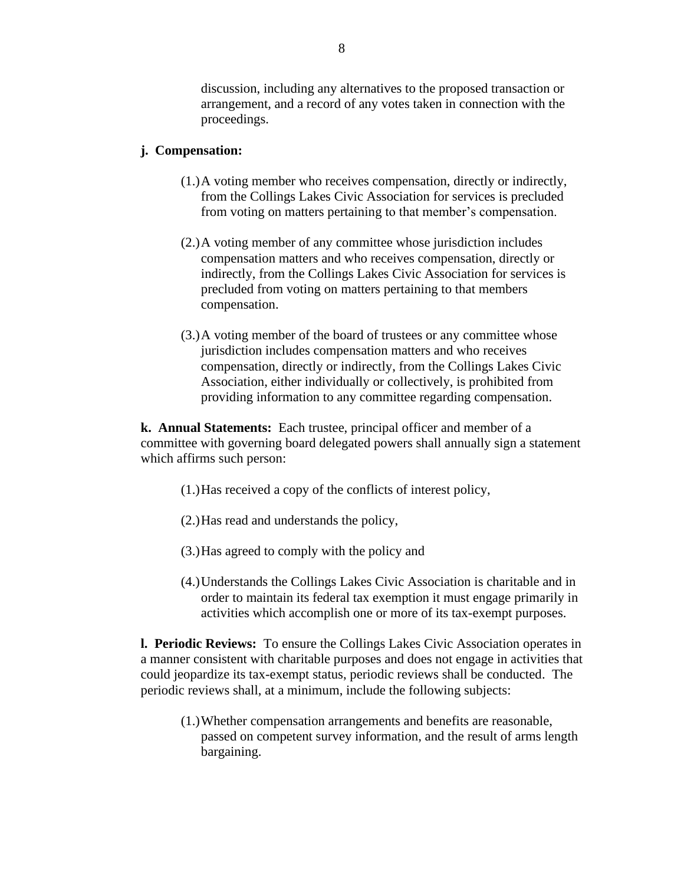discussion, including any alternatives to the proposed transaction or arrangement, and a record of any votes taken in connection with the proceedings.

**j. Compensation:**

(1.) A voting member who receives compensation, directly or indirectly, from the Collings Lakes Civic Association for services is precluded from voting on matters pertaining to that member's compensation.

(2.) A voting member of any committee whose jurisdiction includes compensation matters and who receives compensation, directly or indirectly, from the Collings Lakes Civic Association for services is precluded from voting on matters pertaining to that members compensation.

(3.) A voting member of the board of trustees or any committee whose jurisdiction includes compensation matters and who receives compensation, directly or indirectly, from the Collings Lakes Civic Association, either individually or collectively, is prohibited from providing information to any committee regarding compensation.

**k. Annual Statements:** Each trustee, principal officer and member of a committee with governing board delegated powers shall annually sign a statement which affirms such person:

(1.) Has received a copy of the conflicts of interest policy,

(2.) Has read and understands the policy,

(3.) Has agreed to comply with the policy and

(4.) Understands the Collings Lakes Civic Association is charitable and in order to maintain its federal tax exemption it must engage primarily in activities which accomplish one or more of its tax-exempt purposes.

**l. Periodic Reviews:** To ensure the Collings Lakes Civic Association operates in a manner consistent with charitable purposes and does not engage in activities that could jeopardize its tax-exempt status, periodic reviews shall be conducted. The periodic reviews shall, at a minimum, include the following subjects:

(1.) Whether compensation arrangements and benefits are reasonable, passed on competent survey information, and the result of arms length bargaining.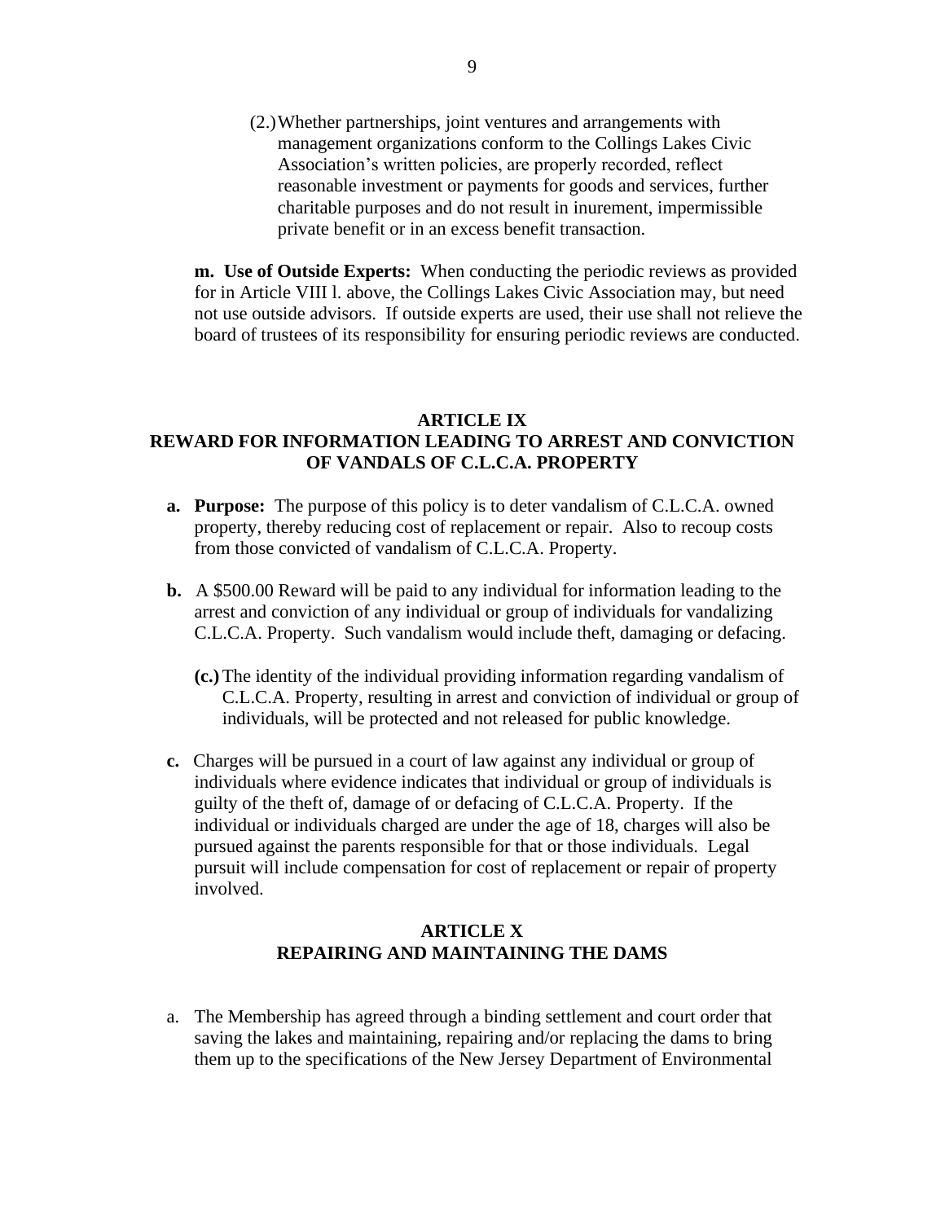(2.) Whether partnerships, joint ventures and arrangements with management organizations conform to the Collings Lakes Civic Association's written policies, are properly recorded, reflect reasonable investment or payments for goods and services, further charitable purposes and do not result in inurement, impermissible private benefit or in an excess benefit transaction.

**m. Use of Outside Experts:** When conducting the periodic reviews as provided for in Article VIII l. above, the Collings Lakes Civic Association may, but need not use outside advisors. If outside experts are used, their use shall not relieve the board of trustees of its responsibility for ensuring periodic reviews are conducted.

## ARTICLE IX
## REWARD FOR INFORMATION LEADING TO ARREST AND CONVICTION OF VANDALS OF C.L.C.A. PROPERTY

**a. Purpose:** The purpose of this policy is to deter vandalism of C.L.C.A. owned property, thereby reducing cost of replacement or repair. Also to recoup costs from those convicted of vandalism of C.L.C.A. Property.

**b.** A $500.00 Reward will be paid to any individual for information leading to the arrest and conviction of any individual or group of individuals for vandalizing C.L.C.A. Property. Such vandalism would include theft, damaging or defacing.

   **(c.)** The identity of the individual providing information regarding vandalism of C.L.C.A. Property, resulting in arrest and conviction of individual or group of individuals, will be protected and not released for public knowledge.

**c.** Charges will be pursued in a court of law against any individual or group of individuals where evidence indicates that individual or group of individuals is guilty of the theft of, damage of or defacing of C.L.C.A. Property. If the individual or individuals charged are under the age of 18, charges will also be pursued against the parents responsible for that or those individuals. Legal pursuit will include compensation for cost of replacement or repair of property involved.

## ARTICLE X
## REPAIRING AND MAINTAINING THE DAMS

a. The Membership has agreed through a binding settlement and court order that saving the lakes and maintaining, repairing and/or replacing the dams to bring them up to the specifications of the New Jersey Department of Environmental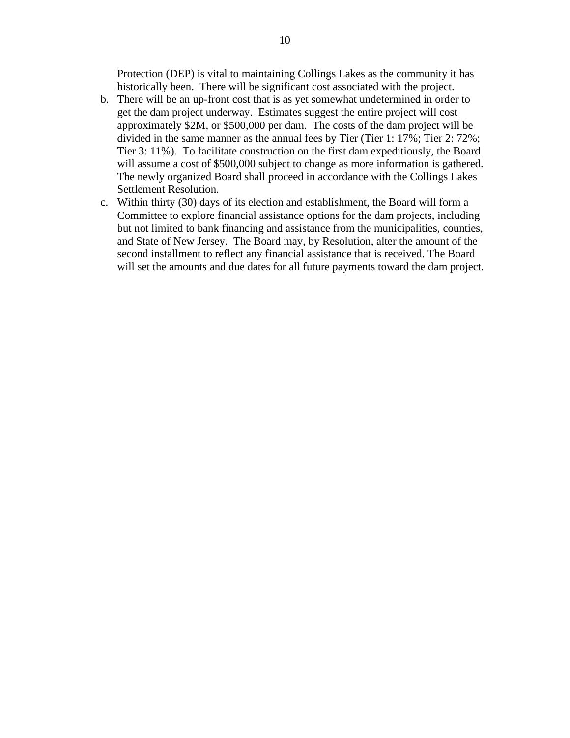Protection (DEP) is vital to maintaining Collings Lakes as the community it has historically been. There will be significant cost associated with the project.

b. There will be an up-front cost that is as yet somewhat undetermined in order to get the dam project underway. Estimates suggest the entire project will cost approximately $2M, or $500,000 per dam. The costs of the dam project will be divided in the same manner as the annual fees by Tier (Tier 1: 17%; Tier 2: 72%; Tier 3: 11%). To facilitate construction on the first dam expeditiously, the Board will assume a cost of $500,000 subject to change as more information is gathered. The newly organized Board shall proceed in accordance with the Collings Lakes Settlement Resolution.

c. Within thirty (30) days of its election and establishment, the Board will form a Committee to explore financial assistance options for the dam projects, including but not limited to bank financing and assistance from the municipalities, counties, and State of New Jersey. The Board may, by Resolution, alter the amount of the second installment to reflect any financial assistance that is received. The Board will set the amounts and due dates for all future payments toward the dam project.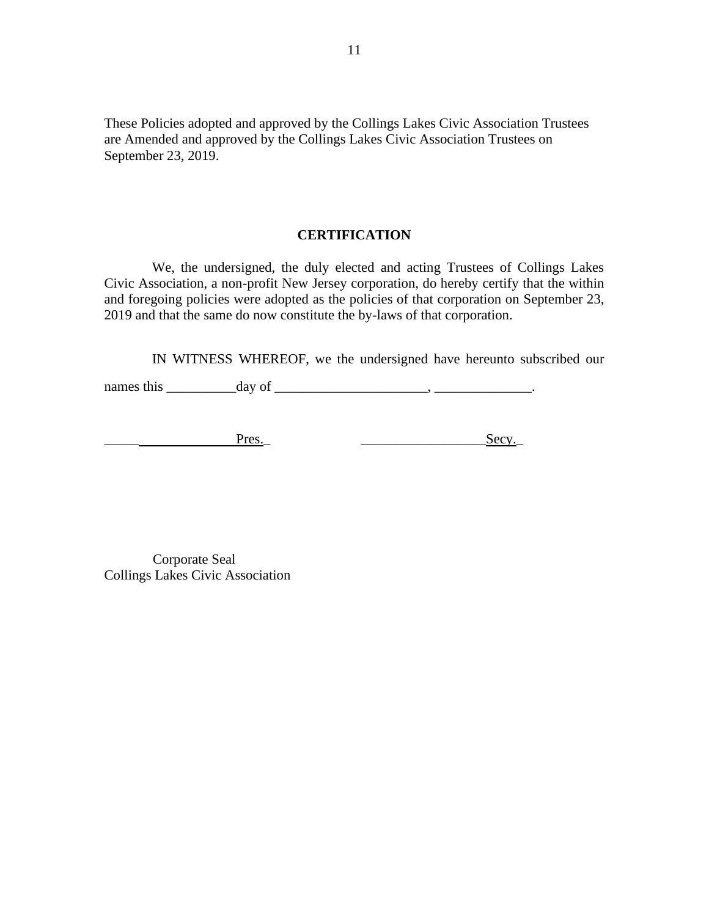These Policies adopted and approved by the Collings Lakes Civic Association Trustees are Amended and approved by the Collings Lakes Civic Association Trustees on September 23, 2019.

## CERTIFICATION

We, the undersigned, the duly elected and acting Trustees of Collings Lakes Civic Association, a non-profit New Jersey corporation, do hereby certify that the within and foregoing policies were adopted as the policies of that corporation on September 23, 2019 and that the same do now constitute the by-laws of that corporation.

IN WITNESS WHEREOF, we the undersigned have hereunto subscribed our names this __________day of ______________________, ______________.

___________________Pres._                    __________________Secy._

Corporate Seal
Collings Lakes Civic Association